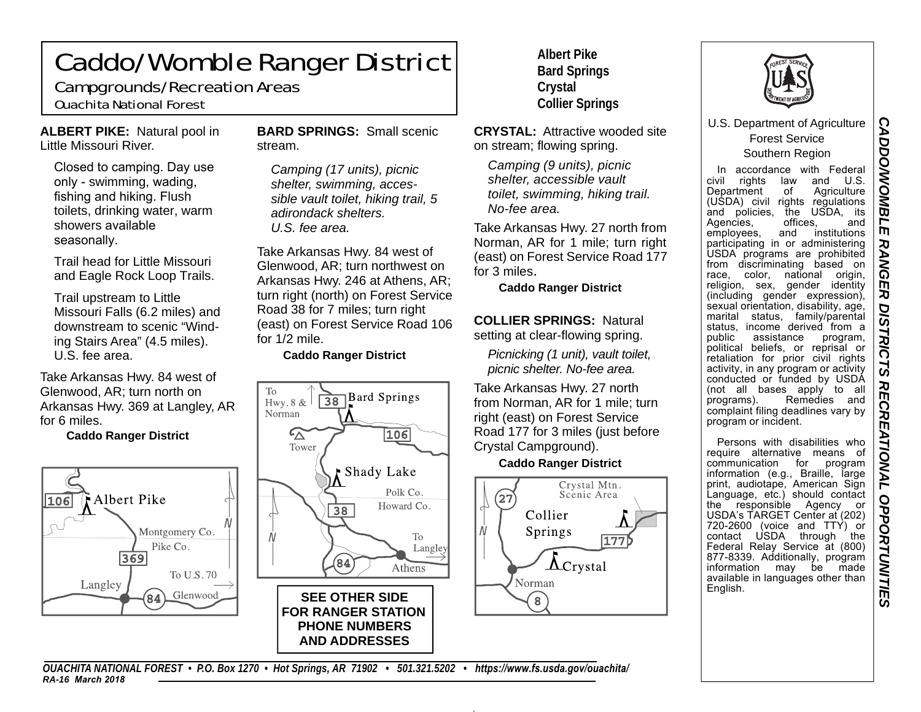# Caddo/Womble Ranger District

## Campgrounds/Recreation Areas

Ouachita National Forest

**Albert Pike**
**Bard Springs**
**Crystal**
**Collier Springs**

**ALBERT PIKE:** Natural pool in Little Missouri River.

Closed to camping. Day use only - swimming, wading, fishing and hiking. Flush toilets, drinking water, warm showers available seasonally.

Trail head for Little Missouri and Eagle Rock Loop Trails.

Trail upstream to Little Missouri Falls (6.2 miles) and downstream to scenic "Winding Stairs Area" (4.5 miles). U.S. fee area.

Take Arkansas Hwy. 84 west of Glenwood, AR; turn north on Arkansas Hwy. 369 at Langley, AR for 6 miles.

**Caddo Ranger District**

106 Albert Pike, Montgomery Co., Pike Co., 369, To U.S. 70, Langley, 84, Glenwood, N

**BARD SPRINGS:** Small scenic stream.

*Camping (17 units), picnic shelter, swimming, accessible vault toilet, hiking trail, 5 adirondack shelters. U.S. fee area.*

Take Arkansas Hwy. 84 west of Glenwood, AR; turn northwest on Arkansas Hwy. 246 at Athens, AR; turn right (north) on Forest Service Road 38 for 7 miles; turn right (east) on Forest Service Road 106 for 1/2 mile.

**Caddo Ranger District**

To Hwy. 8 & Norman, 38, Bard Springs, 106, Tower, Shady Lake, Polk Co., Howard Co., 38, N, To Langley, 84, Athens

**SEE OTHER SIDE FOR RANGER STATION PHONE NUMBERS AND ADDRESSES**

**CRYSTAL:** Attractive wooded site on stream; flowing spring.

*Camping (9 units), picnic shelter, accessible vault toilet, swimming, hiking trail. No-fee area.*

Take Arkansas Hwy. 27 north from Norman, AR for 1 mile; turn right (east) on Forest Service Road 177 for 3 miles.

**Caddo Ranger District**

**COLLIER SPRINGS:** Natural setting at clear-flowing spring.

*Picnicking (1 unit), vault toilet, picnic shelter. No-fee area.*

Take Arkansas Hwy. 27 north from Norman, AR for 1 mile; turn right (east) on Forest Service Road 177 for 3 miles (just before Crystal Campground).

**Caddo Ranger District**

Crystal Mtn. Scenic Area, 27, Collier Springs, N, 177, Crystal, Norman, 8

U.S. Department of Agriculture
Forest Service
Southern Region

In accordance with Federal civil rights law and U.S. Department of Agriculture (USDA) civil rights regulations and policies, the USDA, its Agencies, offices, and employees, and institutions participating in or administering USDA programs are prohibited from discriminating based on race, color, national origin, religion, sex, gender identity (including gender expression), sexual orientation, disability, age, marital status, family/parental status, income derived from a public assistance program, political beliefs, or reprisal or retaliation for prior civil rights activity, in any program or activity conducted or funded by USDA (not all bases apply to all programs). Remedies and complaint filing deadlines vary by program or incident.

Persons with disabilities who require alternative means of communication for program information (e.g., Braille, large print, audiotape, American Sign Language, etc.) should contact the responsible Agency or USDA's TARGET Center at (202) 720-2600 (voice and TTY) or contact USDA through the Federal Relay Service at (800) 877-8339. Additionally, program information may be made available in languages other than English.

***CADDO/WOMBLE RANGER DISTRICTS RECREATIONAL OPPORTUNITIES***

***OUACHITA NATIONAL FOREST • P.O. Box 1270 • Hot Springs, AR 71902 • 501.321.5202 • https://www.fs.usda.gov/ouachita/***
***RA-16 March 2018***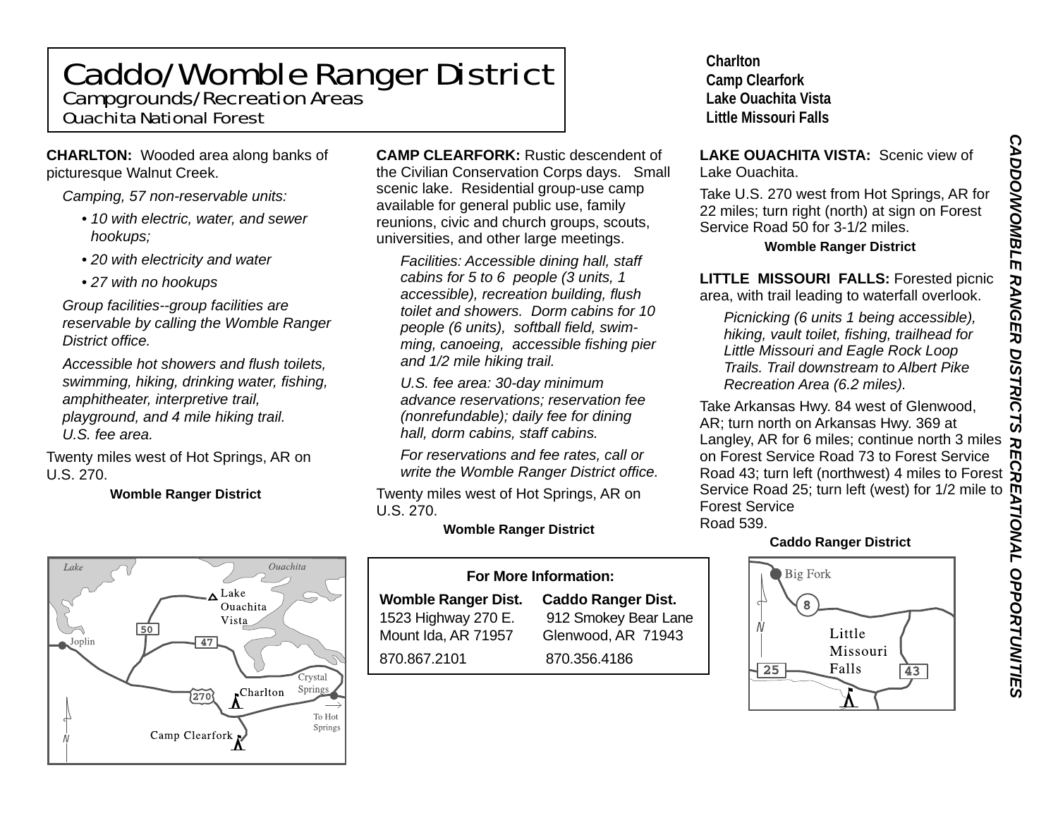# Caddo/Womble Ranger District

Campgrounds/Recreation Areas
Ouachita National Forest

**Charlton**
**Camp Clearfork**
**Lake Ouachita Vista**
**Little Missouri Falls**

**CADDO/WOMBLE RANGER DISTRICTS RECREATIONAL OPPORTUNITIES**

**CHARLTON:** Wooded area along banks of picturesque Walnut Creek.

*Camping, 57 non-reservable units:*

- *10 with electric, water, and sewer hookups;*
- *20 with electricity and water*
- *27 with no hookups*

*Group facilities--group facilities are reservable by calling the Womble Ranger District office.*

*Accessible hot showers and flush toilets, swimming, hiking, drinking water, fishing, amphitheater, interpretive trail, playground, and 4 mile hiking trail. U.S. fee area.*

Twenty miles west of Hot Springs, AR on U.S. 270.

**Womble Ranger District**

**CAMP CLEARFORK:** Rustic descendent of the Civilian Conservation Corps days. Small scenic lake. Residential group-use camp available for general public use, family reunions, civic and church groups, scouts, universities, and other large meetings.

*Facilities: Accessible dining hall, staff cabins for 5 to 6 people (3 units, 1 accessible), recreation building, flush toilet and showers. Dorm cabins for 10 people (6 units), softball field, swimming, canoeing, accessible fishing pier and 1/2 mile hiking trail.*

*U.S. fee area: 30-day minimum advance reservations; reservation fee (nonrefundable); daily fee for dining hall, dorm cabins, staff cabins.*

*For reservations and fee rates, call or write the Womble Ranger District office.*

Twenty miles west of Hot Springs, AR on U.S. 270.

**Womble Ranger District**

**LAKE OUACHITA VISTA:** Scenic view of Lake Ouachita.

Take U.S. 270 west from Hot Springs, AR for 22 miles; turn right (north) at sign on Forest Service Road 50 for 3-1/2 miles.

**Womble Ranger District**

**LITTLE MISSOURI FALLS:** Forested picnic area, with trail leading to waterfall overlook.

*Picnicking (6 units 1 being accessible), hiking, vault toilet, fishing, trailhead for Little Missouri and Eagle Rock Loop Trails. Trail downstream to Albert Pike Recreation Area (6.2 miles).*

Take Arkansas Hwy. 84 west of Glenwood, AR; turn north on Arkansas Hwy. 369 at Langley, AR for 6 miles; continue north 3 miles on Forest Service Road 73 to Forest Service Road 43; turn left (northwest) 4 miles to Forest Service Road 25; turn left (west) for 1/2 mile to Forest Service Road 539.

**Caddo Ranger District**

Lake Ouachita
Lake Ouachita Vista
Joplin
50
47
270
Charlton
Crystal Springs
To Hot Springs
Camp Clearfork
N

**For More Information:**

| **Womble Ranger Dist.** | **Caddo Ranger Dist.** |
|---|---|
| 1523 Highway 270 E. | 912 Smokey Bear Lane |
| Mount Ida, AR 71957 | Glenwood, AR 71943 |
| 870.867.2101 | 870.356.4186 |

Big Fork
8
N
Little Missouri Falls
25
43